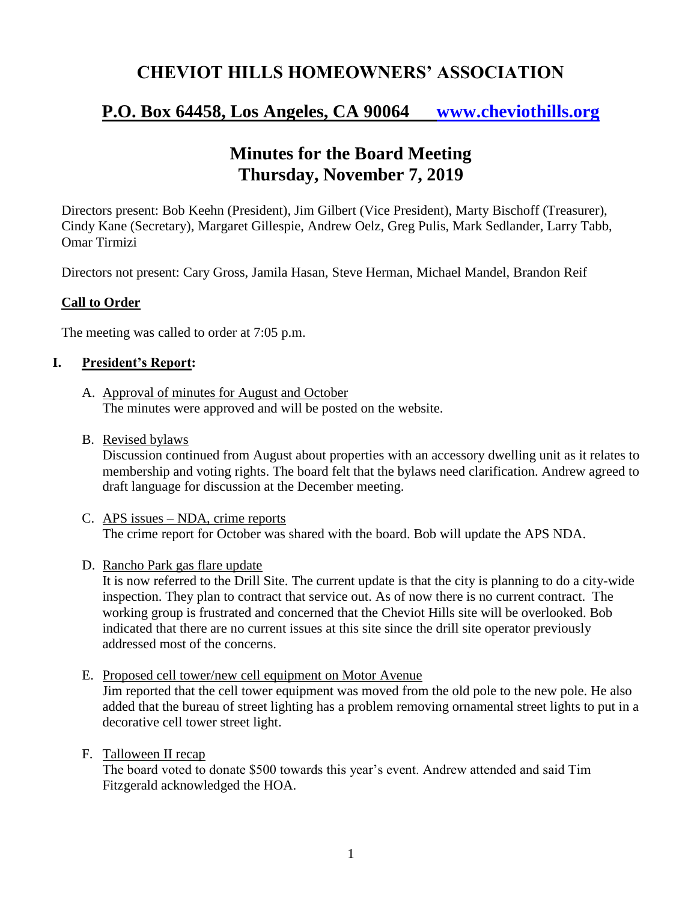# CHEVIOT HILLS HOMEOWNERS' ASSOCIATION

## P.O. Box 64458, Los Angeles, CA 90064 [www.cheviothills.org](http://www.cheviothills.org)

## Minutes for the Board Meeting
## Thursday, November 7, 2019

Directors present: Bob Keehn (President), Jim Gilbert (Vice President), Marty Bischoff (Treasurer), Cindy Kane (Secretary), Margaret Gillespie, Andrew Oelz, Greg Pulis, Mark Sedlander, Larry Tabb, Omar Tirmizi

Directors not present: Cary Gross, Jamila Hasan, Steve Herman, Michael Mandel, Brandon Reif

### Call to Order

The meeting was called to order at 7:05 p.m.

### I. President's Report:

A. Approval of minutes for August and October
The minutes were approved and will be posted on the website.

B. Revised bylaws
Discussion continued from August about properties with an accessory dwelling unit as it relates to membership and voting rights. The board felt that the bylaws need clarification. Andrew agreed to draft language for discussion at the December meeting.

C. APS issues – NDA, crime reports
The crime report for October was shared with the board. Bob will update the APS NDA.

D. Rancho Park gas flare update
It is now referred to the Drill Site. The current update is that the city is planning to do a city-wide inspection. They plan to contract that service out. As of now there is no current contract. The working group is frustrated and concerned that the Cheviot Hills site will be overlooked. Bob indicated that there are no current issues at this site since the drill site operator previously addressed most of the concerns.

E. Proposed cell tower/new cell equipment on Motor Avenue
Jim reported that the cell tower equipment was moved from the old pole to the new pole. He also added that the bureau of street lighting has a problem removing ornamental street lights to put in a decorative cell tower street light.

F. Talloween II recap
The board voted to donate $500 towards this year's event. Andrew attended and said Tim Fitzgerald acknowledged the HOA.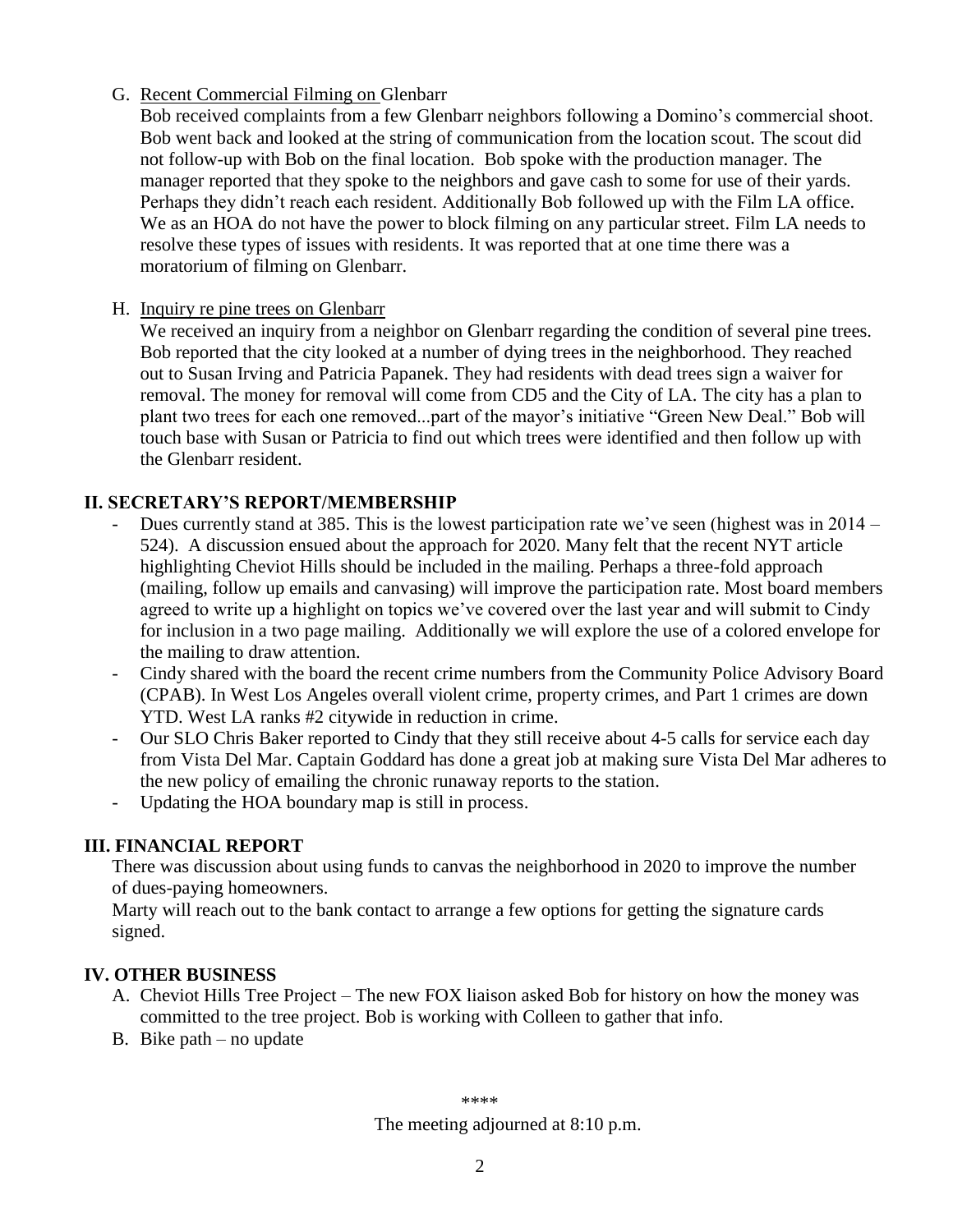G. Recent Commercial Filming on Glenbarr

Bob received complaints from a few Glenbarr neighbors following a Domino's commercial shoot. Bob went back and looked at the string of communication from the location scout. The scout did not follow-up with Bob on the final location. Bob spoke with the production manager. The manager reported that they spoke to the neighbors and gave cash to some for use of their yards. Perhaps they didn't reach each resident. Additionally Bob followed up with the Film LA office. We as an HOA do not have the power to block filming on any particular street. Film LA needs to resolve these types of issues with residents. It was reported that at one time there was a moratorium of filming on Glenbarr.

H. Inquiry re pine trees on Glenbarr

We received an inquiry from a neighbor on Glenbarr regarding the condition of several pine trees. Bob reported that the city looked at a number of dying trees in the neighborhood. They reached out to Susan Irving and Patricia Papanek. They had residents with dead trees sign a waiver for removal. The money for removal will come from CD5 and the City of LA. The city has a plan to plant two trees for each one removed...part of the mayor's initiative "Green New Deal." Bob will touch base with Susan or Patricia to find out which trees were identified and then follow up with the Glenbarr resident.

## II. SECRETARY'S REPORT/MEMBERSHIP

- Dues currently stand at 385. This is the lowest participation rate we've seen (highest was in 2014 – 524). A discussion ensued about the approach for 2020. Many felt that the recent NYT article highlighting Cheviot Hills should be included in the mailing. Perhaps a three-fold approach (mailing, follow up emails and canvasing) will improve the participation rate. Most board members agreed to write up a highlight on topics we've covered over the last year and will submit to Cindy for inclusion in a two page mailing. Additionally we will explore the use of a colored envelope for the mailing to draw attention.
- Cindy shared with the board the recent crime numbers from the Community Police Advisory Board (CPAB). In West Los Angeles overall violent crime, property crimes, and Part 1 crimes are down YTD. West LA ranks #2 citywide in reduction in crime.
- Our SLO Chris Baker reported to Cindy that they still receive about 4-5 calls for service each day from Vista Del Mar. Captain Goddard has done a great job at making sure Vista Del Mar adheres to the new policy of emailing the chronic runaway reports to the station.
- Updating the HOA boundary map is still in process.

## III. FINANCIAL REPORT

There was discussion about using funds to canvas the neighborhood in 2020 to improve the number of dues-paying homeowners.

Marty will reach out to the bank contact to arrange a few options for getting the signature cards signed.

## IV. OTHER BUSINESS

A. Cheviot Hills Tree Project – The new FOX liaison asked Bob for history on how the money was committed to the tree project. Bob is working with Colleen to gather that info.

B. Bike path – no update

\*\*\*\*

The meeting adjourned at 8:10 p.m.